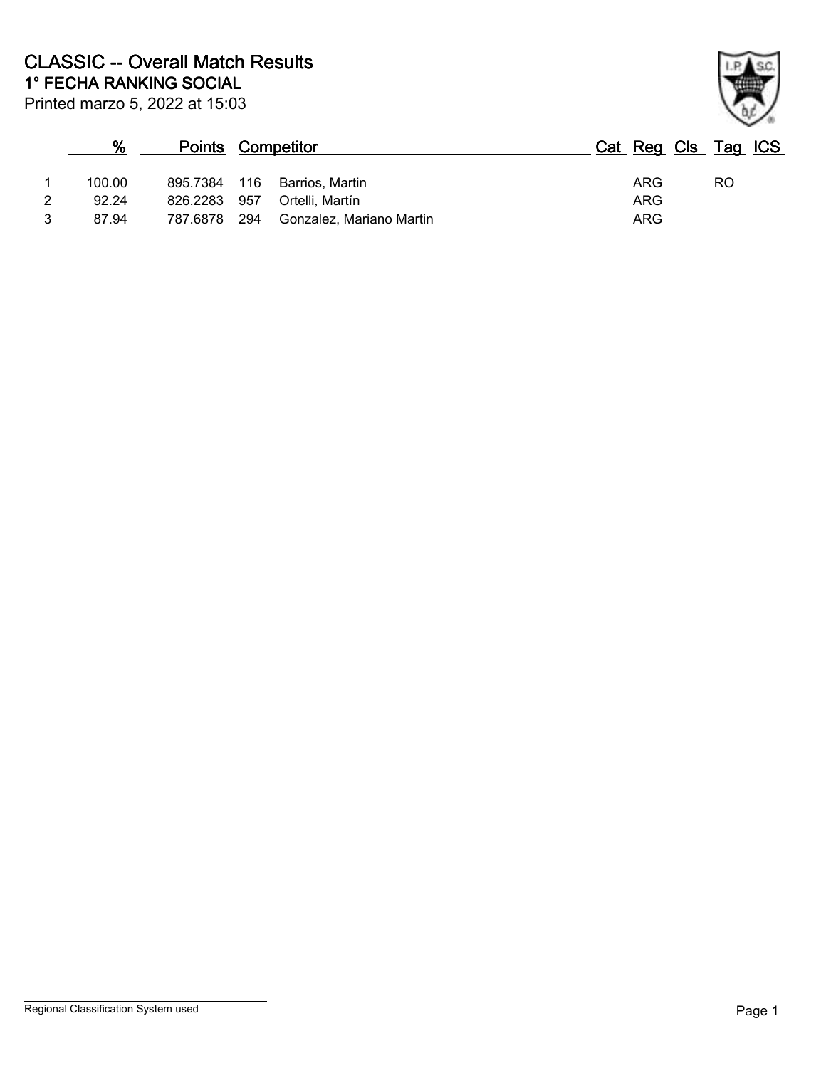# CLASSIC -- Overall Match Results

## 1° FECHA RANKING SOCIAL

Printed marzo 5, 2022 at 15:03

| | % | Points | Competitor | | Cat | Reg | Cls | Tag | ICS |
|---|---|---|---|---|---|---|---|---|---|
| 1 | 100.00 | 895.7384 | 116 | Barrios, Martin | | ARG | | RO | |
| 2 | 92.24 | 826.2283 | 957 | Ortelli, Martín | | ARG | | | |
| 3 | 87.94 | 787.6878 | 294 | Gonzalez, Mariano Martin | | ARG | | | |

Regional Classification System used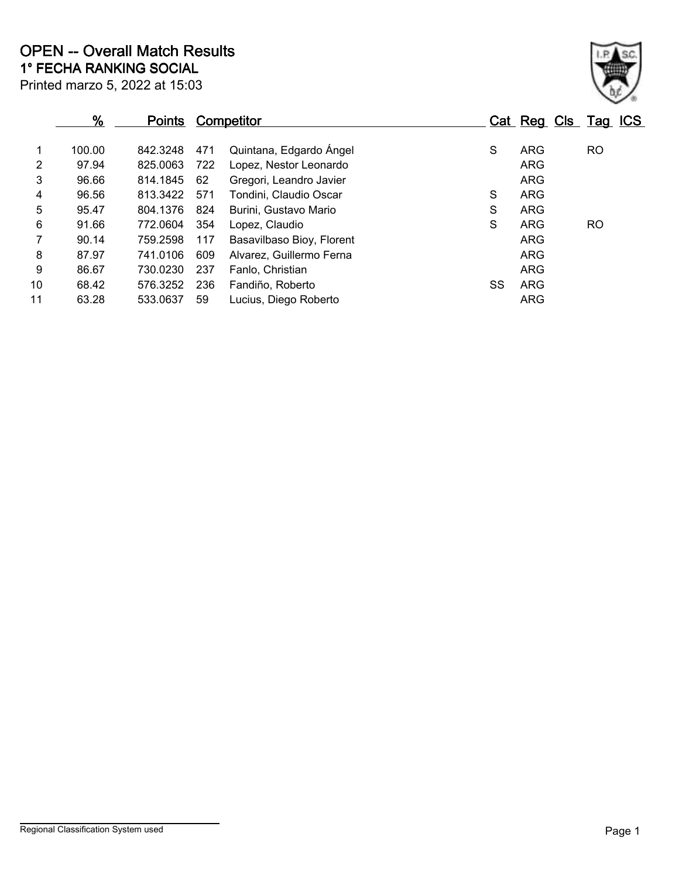# OPEN -- Overall Match Results

## 1° FECHA RANKING SOCIAL

Printed marzo 5, 2022 at 15:03

| | % | Points | Competitor | | Cat | Reg | Cls | Tag | ICS |
|---|---|---|---|---|---|---|---|---|---|
| 1 | 100.00 | 842.3248 | 471 | Quintana, Edgardo Ángel | S | ARG | | RO | |
| 2 | 97.94 | 825.0063 | 722 | Lopez, Nestor Leonardo | | ARG | | | |
| 3 | 96.66 | 814.1845 | 62 | Gregori, Leandro Javier | | ARG | | | |
| 4 | 96.56 | 813.3422 | 571 | Tondini, Claudio Oscar | S | ARG | | | |
| 5 | 95.47 | 804.1376 | 824 | Burini, Gustavo Mario | S | ARG | | | |
| 6 | 91.66 | 772.0604 | 354 | Lopez, Claudio | S | ARG | | RO | |
| 7 | 90.14 | 759.2598 | 117 | Basavilbaso Bioy, Florent | | ARG | | | |
| 8 | 87.97 | 741.0106 | 609 | Alvarez, Guillermo Ferna | | ARG | | | |
| 9 | 86.67 | 730.0230 | 237 | Fanlo, Christian | | ARG | | | |
| 10 | 68.42 | 576.3252 | 236 | Fandiño, Roberto | SS | ARG | | | |
| 11 | 63.28 | 533.0637 | 59 | Lucius, Diego Roberto | | ARG | | | |

Regional Classification System used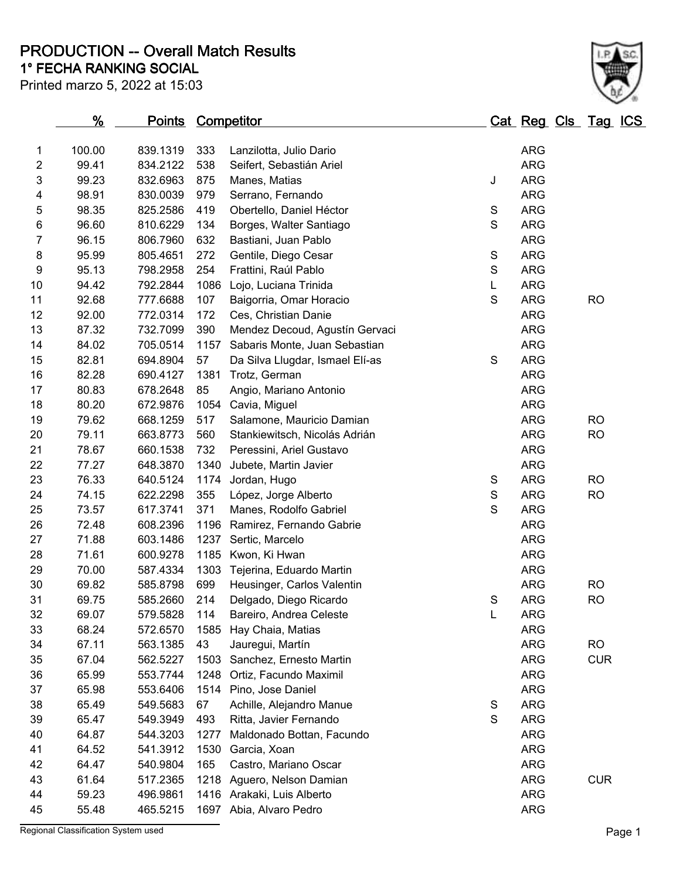# PRODUCTION -- Overall Match Results

## 1° FECHA RANKING SOCIAL

Printed marzo 5, 2022 at 15:03

| | % | Points | Competitor | | Cat | Reg | Cls | Tag | ICS |
|---|---|---|---|---|---|---|---|---|---|
| 1 | 100.00 | 839.1319 | 333 | Lanzilotta, Julio Dario | | ARG | | | |
| 2 | 99.41 | 834.2122 | 538 | Seifert, Sebastián Ariel | | ARG | | | |
| 3 | 99.23 | 832.6963 | 875 | Manes, Matias | J | ARG | | | |
| 4 | 98.91 | 830.0039 | 979 | Serrano, Fernando | | ARG | | | |
| 5 | 98.35 | 825.2586 | 419 | Obertello, Daniel Héctor | S | ARG | | | |
| 6 | 96.60 | 810.6229 | 134 | Borges, Walter Santiago | S | ARG | | | |
| 7 | 96.15 | 806.7960 | 632 | Bastiani, Juan Pablo | | ARG | | | |
| 8 | 95.99 | 805.4651 | 272 | Gentile, Diego Cesar | S | ARG | | | |
| 9 | 95.13 | 798.2958 | 254 | Frattini, Raúl Pablo | S | ARG | | | |
| 10 | 94.42 | 792.2844 | 1086 | Lojo, Luciana Trinida | L | ARG | | | |
| 11 | 92.68 | 777.6688 | 107 | Baigorria, Omar Horacio | S | ARG | | RO | |
| 12 | 92.00 | 772.0314 | 172 | Ces, Christian Danie | | ARG | | | |
| 13 | 87.32 | 732.7099 | 390 | Mendez Decoud, Agustín Gervaci | | ARG | | | |
| 14 | 84.02 | 705.0514 | 1157 | Sabaris Monte, Juan Sebastian | | ARG | | | |
| 15 | 82.81 | 694.8904 | 57 | Da Silva Llugdar, Ismael Elí-as | S | ARG | | | |
| 16 | 82.28 | 690.4127 | 1381 | Trotz, German | | ARG | | | |
| 17 | 80.83 | 678.2648 | 85 | Angio, Mariano Antonio | | ARG | | | |
| 18 | 80.20 | 672.9876 | 1054 | Cavia, Miguel | | ARG | | | |
| 19 | 79.62 | 668.1259 | 517 | Salamone, Mauricio Damian | | ARG | | RO | |
| 20 | 79.11 | 663.8773 | 560 | Stankiewitsch, Nicolás Adrián | | ARG | | RO | |
| 21 | 78.67 | 660.1538 | 732 | Peressini, Ariel Gustavo | | ARG | | | |
| 22 | 77.27 | 648.3870 | 1340 | Jubete, Martin Javier | | ARG | | | |
| 23 | 76.33 | 640.5124 | 1174 | Jordan, Hugo | S | ARG | | RO | |
| 24 | 74.15 | 622.2298 | 355 | López, Jorge Alberto | S | ARG | | RO | |
| 25 | 73.57 | 617.3741 | 371 | Manes, Rodolfo Gabriel | S | ARG | | | |
| 26 | 72.48 | 608.2396 | 1196 | Ramirez, Fernando Gabrie | | ARG | | | |
| 27 | 71.88 | 603.1486 | 1237 | Sertic, Marcelo | | ARG | | | |
| 28 | 71.61 | 600.9278 | 1185 | Kwon, Ki Hwan | | ARG | | | |
| 29 | 70.00 | 587.4334 | 1303 | Tejerina, Eduardo Martin | | ARG | | | |
| 30 | 69.82 | 585.8798 | 699 | Heusinger, Carlos Valentin | | ARG | | RO | |
| 31 | 69.75 | 585.2660 | 214 | Delgado, Diego Ricardo | S | ARG | | RO | |
| 32 | 69.07 | 579.5828 | 114 | Bareiro, Andrea Celeste | L | ARG | | | |
| 33 | 68.24 | 572.6570 | 1585 | Hay Chaia, Matias | | ARG | | | |
| 34 | 67.11 | 563.1385 | 43 | Jauregui, Martín | | ARG | | RO | |
| 35 | 67.04 | 562.5227 | 1503 | Sanchez, Ernesto Martin | | ARG | | CUR | |
| 36 | 65.99 | 553.7744 | 1248 | Ortiz, Facundo Maximil | | ARG | | | |
| 37 | 65.98 | 553.6406 | 1514 | Pino, Jose Daniel | | ARG | | | |
| 38 | 65.49 | 549.5683 | 67 | Achille, Alejandro Manue | S | ARG | | | |
| 39 | 65.47 | 549.3949 | 493 | Ritta, Javier Fernando | S | ARG | | | |
| 40 | 64.87 | 544.3203 | 1277 | Maldonado Bottan, Facundo | | ARG | | | |
| 41 | 64.52 | 541.3912 | 1530 | Garcia, Xoan | | ARG | | | |
| 42 | 64.47 | 540.9804 | 165 | Castro, Mariano Oscar | | ARG | | | |
| 43 | 61.64 | 517.2365 | 1218 | Aguero, Nelson Damian | | ARG | | CUR | |
| 44 | 59.23 | 496.9861 | 1416 | Arakaki, Luis Alberto | | ARG | | | |
| 45 | 55.48 | 465.5215 | 1697 | Abia, Alvaro Pedro | | ARG | | | |

Regional Classification System used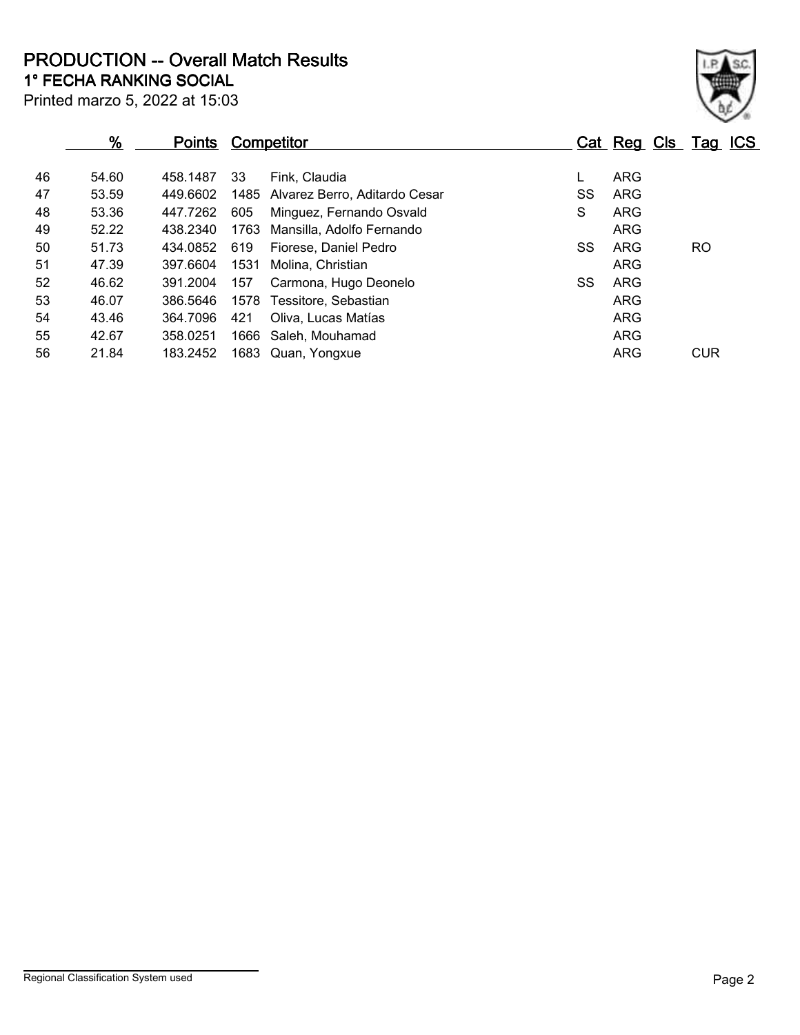# PRODUCTION -- Overall Match Results

## 1° FECHA RANKING SOCIAL

Printed marzo 5, 2022 at 15:03

| | % | Points | Competitor | | Cat | Reg | Cls | Tag | ICS |
|---|---|---|---|---|---|---|---|---|---|
| 46 | 54.60 | 458.1487 | 33 | Fink, Claudia | L | ARG | | | |
| 47 | 53.59 | 449.6602 | 1485 | Alvarez Berro, Aditardo Cesar | SS | ARG | | | |
| 48 | 53.36 | 447.7262 | 605 | Minguez, Fernando Osvald | S | ARG | | | |
| 49 | 52.22 | 438.2340 | 1763 | Mansilla, Adolfo Fernando | | ARG | | | |
| 50 | 51.73 | 434.0852 | 619 | Fiorese, Daniel Pedro | SS | ARG | | RO | |
| 51 | 47.39 | 397.6604 | 1531 | Molina, Christian | | ARG | | | |
| 52 | 46.62 | 391.2004 | 157 | Carmona, Hugo Deonelo | SS | ARG | | | |
| 53 | 46.07 | 386.5646 | 1578 | Tessitore, Sebastian | | ARG | | | |
| 54 | 43.46 | 364.7096 | 421 | Oliva, Lucas Matías | | ARG | | | |
| 55 | 42.67 | 358.0251 | 1666 | Saleh, Mouhamad | | ARG | | | |
| 56 | 21.84 | 183.2452 | 1683 | Quan, Yongxue | | ARG | | CUR | |

Regional Classification System used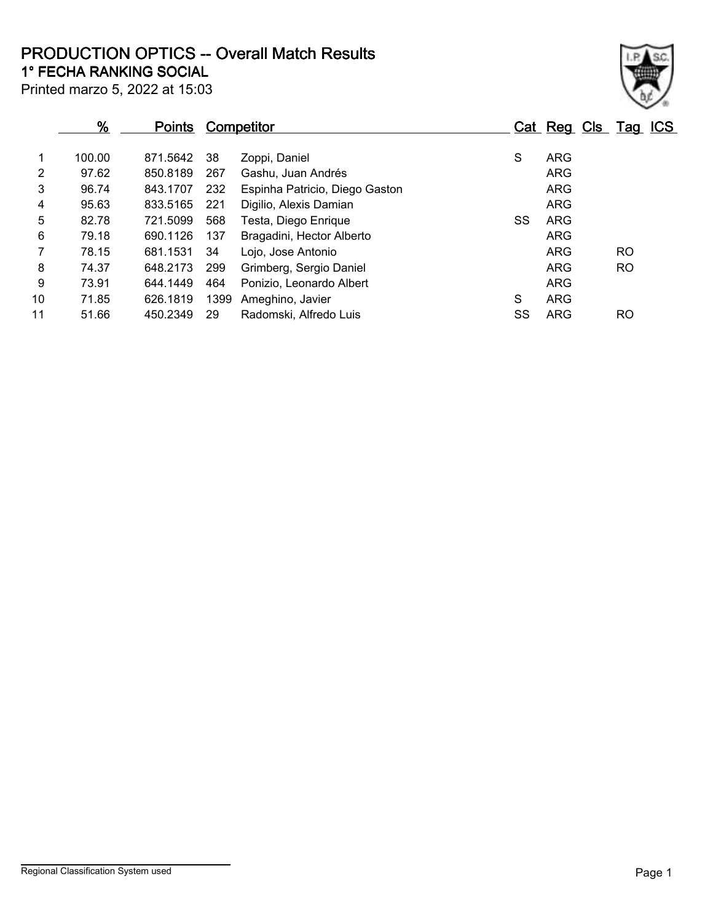# PRODUCTION OPTICS -- Overall Match Results

## 1° FECHA RANKING SOCIAL

Printed marzo 5, 2022 at 15:03

| | % | Points | Competitor | | Cat | Reg | Cls | Tag | ICS |
|---|---|---|---|---|---|---|---|---|---|
| 1 | 100.00 | 871.5642 | 38 | Zoppi, Daniel | S | ARG | | | |
| 2 | 97.62 | 850.8189 | 267 | Gashu, Juan Andrés | | ARG | | | |
| 3 | 96.74 | 843.1707 | 232 | Espinha Patricio, Diego Gaston | | ARG | | | |
| 4 | 95.63 | 833.5165 | 221 | Digilio, Alexis Damian | | ARG | | | |
| 5 | 82.78 | 721.5099 | 568 | Testa, Diego Enrique | SS | ARG | | | |
| 6 | 79.18 | 690.1126 | 137 | Bragadini, Hector Alberto | | ARG | | | |
| 7 | 78.15 | 681.1531 | 34 | Lojo, Jose Antonio | | ARG | | RO | |
| 8 | 74.37 | 648.2173 | 299 | Grimberg, Sergio Daniel | | ARG | | RO | |
| 9 | 73.91 | 644.1449 | 464 | Ponizio, Leonardo Albert | | ARG | | | |
| 10 | 71.85 | 626.1819 | 1399 | Ameghino, Javier | S | ARG | | | |
| 11 | 51.66 | 450.2349 | 29 | Radomski, Alfredo Luis | SS | ARG | | RO | |

Regional Classification System used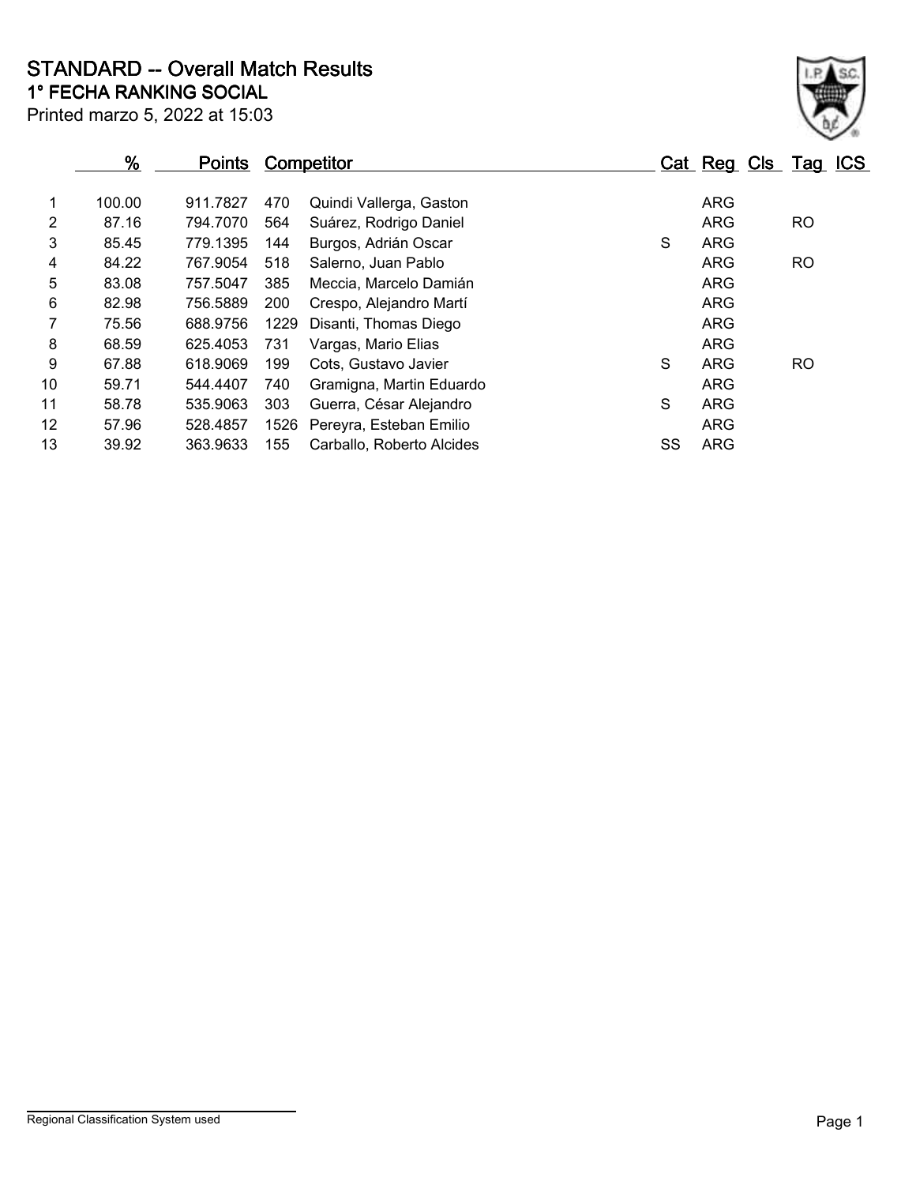# STANDARD -- Overall Match Results

## 1° FECHA RANKING SOCIAL

Printed marzo 5, 2022 at 15:03

| | % | Points | Competitor | | Cat | Reg | Cls | Tag | ICS |
|---|---|---|---|---|---|---|---|---|---|
| 1 | 100.00 | 911.7827 | 470 | Quindi Vallerga, Gaston | | ARG | | | |
| 2 | 87.16 | 794.7070 | 564 | Suárez, Rodrigo Daniel | | ARG | | RO | |
| 3 | 85.45 | 779.1395 | 144 | Burgos, Adrián Oscar | S | ARG | | | |
| 4 | 84.22 | 767.9054 | 518 | Salerno, Juan Pablo | | ARG | | RO | |
| 5 | 83.08 | 757.5047 | 385 | Meccia, Marcelo Damián | | ARG | | | |
| 6 | 82.98 | 756.5889 | 200 | Crespo, Alejandro Martí | | ARG | | | |
| 7 | 75.56 | 688.9756 | 1229 | Disanti, Thomas Diego | | ARG | | | |
| 8 | 68.59 | 625.4053 | 731 | Vargas, Mario Elias | | ARG | | | |
| 9 | 67.88 | 618.9069 | 199 | Cots, Gustavo Javier | S | ARG | | RO | |
| 10 | 59.71 | 544.4407 | 740 | Gramigna, Martin Eduardo | | ARG | | | |
| 11 | 58.78 | 535.9063 | 303 | Guerra, César Alejandro | S | ARG | | | |
| 12 | 57.96 | 528.4857 | 1526 | Pereyra, Esteban Emilio | | ARG | | | |
| 13 | 39.92 | 363.9633 | 155 | Carballo, Roberto Alcides | SS | ARG | | | |

Regional Classification System used